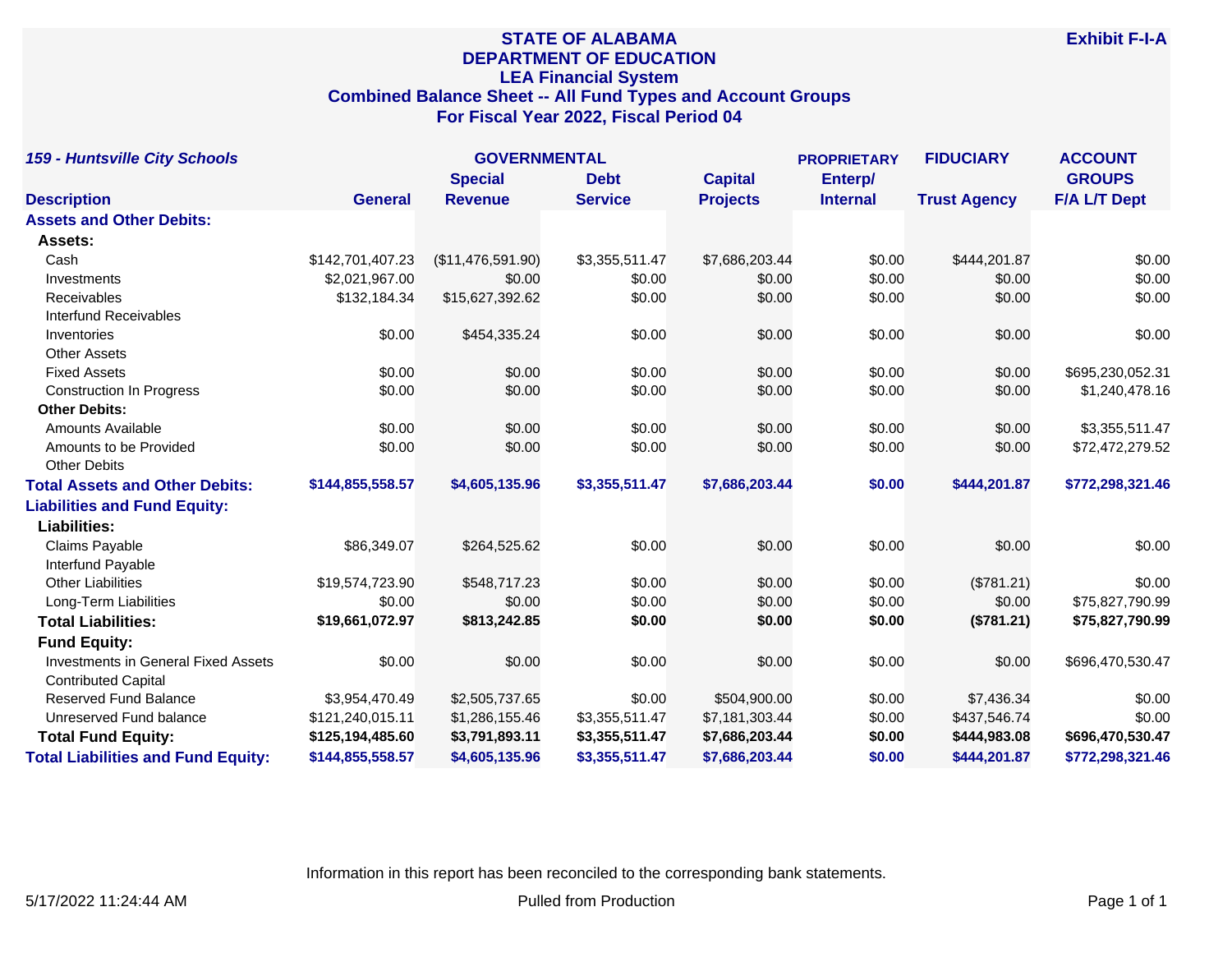# STATE OF ALABAMA
## DEPARTMENT OF EDUCATION
## LEA Financial System
## Combined Balance Sheet -- All Fund Types and Account Groups
## For Fiscal Year 2022, Fiscal Period 04

**Exhibit F-I-A**

| *159 - Huntsville City Schools* | | GOVERNMENTAL | | | PROPRIETARY | FIDUCIARY | ACCOUNT GROUPS |
|---|---|---|---|---|---|---|---|
| **Description** | **General** | **Special Revenue** | **Debt Service** | **Capital Projects** | **Enterp/ Internal** | **Trust Agency** | **F/A L/T Dept** |
| **Assets and Other Debits:** | | | | | | | |
| **Assets:** | | | | | | | |
| Cash | $142,701,407.23 | ($11,476,591.90) | $3,355,511.47 | $7,686,203.44 | $0.00 | $444,201.87 | $0.00 |
| Investments | $2,021,967.00 | $0.00 | $0.00 | $0.00 | $0.00 | $0.00 | $0.00 |
| Receivables | $132,184.34 | $15,627,392.62 | $0.00 | $0.00 | $0.00 | $0.00 | $0.00 |
| Interfund Receivables | | | | | | | |
| Inventories | $0.00 | $454,335.24 | $0.00 | $0.00 | $0.00 | $0.00 | $0.00 |
| Other Assets | | | | | | | |
| Fixed Assets | $0.00 | $0.00 | $0.00 | $0.00 | $0.00 | $0.00 | $695,230,052.31 |
| Construction In Progress | $0.00 | $0.00 | $0.00 | $0.00 | $0.00 | $0.00 | $1,240,478.16 |
| **Other Debits:** | | | | | | | |
| Amounts Available | $0.00 | $0.00 | $0.00 | $0.00 | $0.00 | $0.00 | $3,355,511.47 |
| Amounts to be Provided | $0.00 | $0.00 | $0.00 | $0.00 | $0.00 | $0.00 | $72,472,279.52 |
| Other Debits | | | | | | | |
| **Total Assets and Other Debits:** | **$144,855,558.57** | **$4,605,135.96** | **$3,355,511.47** | **$7,686,203.44** | **$0.00** | **$444,201.87** | **$772,298,321.46** |
| **Liabilities and Fund Equity:** | | | | | | | |
| **Liabilities:** | | | | | | | |
| Claims Payable | $86,349.07 | $264,525.62 | $0.00 | $0.00 | $0.00 | $0.00 | $0.00 |
| Interfund Payable | | | | | | | |
| Other Liabilities | $19,574,723.90 | $548,717.23 | $0.00 | $0.00 | $0.00 | ($781.21) | $0.00 |
| Long-Term Liabilities | $0.00 | $0.00 | $0.00 | $0.00 | $0.00 | $0.00 | $75,827,790.99 |
| **Total Liabilities:** | **$19,661,072.97** | **$813,242.85** | **$0.00** | **$0.00** | **$0.00** | **($781.21)** | **$75,827,790.99** |
| **Fund Equity:** | | | | | | | |
| Investments in General Fixed Assets | $0.00 | $0.00 | $0.00 | $0.00 | $0.00 | $0.00 | $696,470,530.47 |
| Contributed Capital | | | | | | | |
| Reserved Fund Balance | $3,954,470.49 | $2,505,737.65 | $0.00 | $504,900.00 | $0.00 | $7,436.34 | $0.00 |
| Unreserved Fund balance | $121,240,015.11 | $1,286,155.46 | $3,355,511.47 | $7,181,303.44 | $0.00 | $437,546.74 | $0.00 |
| **Total Fund Equity:** | **$125,194,485.60** | **$3,791,893.11** | **$3,355,511.47** | **$7,686,203.44** | **$0.00** | **$444,983.08** | **$696,470,530.47** |
| **Total Liabilities and Fund Equity:** | **$144,855,558.57** | **$4,605,135.96** | **$3,355,511.47** | **$7,686,203.44** | **$0.00** | **$444,201.87** | **$772,298,321.46** |

Information in this report has been reconciled to the corresponding bank statements.

5/17/2022 11:24:44 AM — Pulled from Production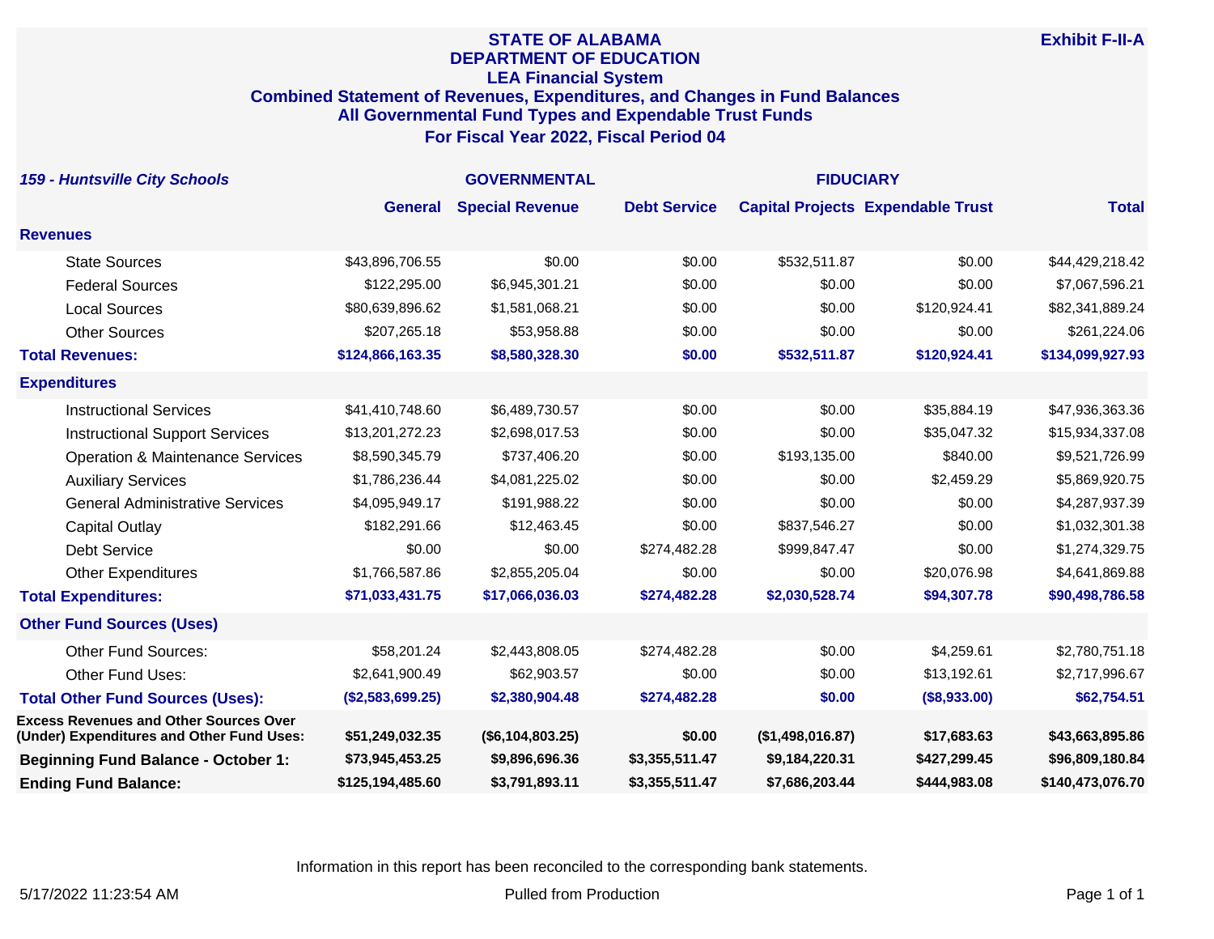# STATE OF ALABAMA
## DEPARTMENT OF EDUCATION
### LEA Financial System
### Combined Statement of Revenues, Expenditures, and Changes in Fund Balances
### All Governmental Fund Types and Expendable Trust Funds
### For Fiscal Year 2022, Fiscal Period 04

**Exhibit F-II-A**

***159 - Huntsville City Schools***

| | GOVERNMENTAL | | | | FIDUCIARY | |
|---|---|---|---|---|---|---|
| | **General** | **Special Revenue** | **Debt Service** | **Capital Projects** | **Expendable Trust** | **Total** |
| **Revenues** | | | | | | |
| State Sources | $43,896,706.55 | $0.00 | $0.00 | $532,511.87 | $0.00 | $44,429,218.42 |
| Federal Sources | $122,295.00 | $6,945,301.21 | $0.00 | $0.00 | $0.00 | $7,067,596.21 |
| Local Sources | $80,639,896.62 | $1,581,068.21 | $0.00 | $0.00 | $120,924.41 | $82,341,889.24 |
| Other Sources | $207,265.18 | $53,958.88 | $0.00 | $0.00 | $0.00 | $261,224.06 |
| **Total Revenues:** | **$124,866,163.35** | **$8,580,328.30** | **$0.00** | **$532,511.87** | **$120,924.41** | **$134,099,927.93** |
| **Expenditures** | | | | | | |
| Instructional Services | $41,410,748.60 | $6,489,730.57 | $0.00 | $0.00 | $35,884.19 | $47,936,363.36 |
| Instructional Support Services | $13,201,272.23 | $2,698,017.53 | $0.00 | $0.00 | $35,047.32 | $15,934,337.08 |
| Operation & Maintenance Services | $8,590,345.79 | $737,406.20 | $0.00 | $193,135.00 | $840.00 | $9,521,726.99 |
| Auxiliary Services | $1,786,236.44 | $4,081,225.02 | $0.00 | $0.00 | $2,459.29 | $5,869,920.75 |
| General Administrative Services | $4,095,949.17 | $191,988.22 | $0.00 | $0.00 | $0.00 | $4,287,937.39 |
| Capital Outlay | $182,291.66 | $12,463.45 | $0.00 | $837,546.27 | $0.00 | $1,032,301.38 |
| Debt Service | $0.00 | $0.00 | $274,482.28 | $999,847.47 | $0.00 | $1,274,329.75 |
| Other Expenditures | $1,766,587.86 | $2,855,205.04 | $0.00 | $0.00 | $20,076.98 | $4,641,869.88 |
| **Total Expenditures:** | **$71,033,431.75** | **$17,066,036.03** | **$274,482.28** | **$2,030,528.74** | **$94,307.78** | **$90,498,786.58** |
| **Other Fund Sources (Uses)** | | | | | | |
| Other Fund Sources: | $58,201.24 | $2,443,808.05 | $274,482.28 | $0.00 | $4,259.61 | $2,780,751.18 |
| Other Fund Uses: | $2,641,900.49 | $62,903.57 | $0.00 | $0.00 | $13,192.61 | $2,717,996.67 |
| **Total Other Fund Sources (Uses):** | **($2,583,699.25)** | **$2,380,904.48** | **$274,482.28** | **$0.00** | **($8,933.00)** | **$62,754.51** |
| **Excess Revenues and Other Sources Over (Under) Expenditures and Other Fund Uses:** | **$51,249,032.35** | **($6,104,803.25)** | **$0.00** | **($1,498,016.87)** | **$17,683.63** | **$43,663,895.86** |
| **Beginning Fund Balance - October 1:** | **$73,945,453.25** | **$9,896,696.36** | **$3,355,511.47** | **$9,184,220.31** | **$427,299.45** | **$96,809,180.84** |
| **Ending Fund Balance:** | **$125,194,485.60** | **$3,791,893.11** | **$3,355,511.47** | **$7,686,203.44** | **$444,983.08** | **$140,473,076.70** |

Information in this report has been reconciled to the corresponding bank statements.

5/17/2022 11:23:54 AM Pulled from Production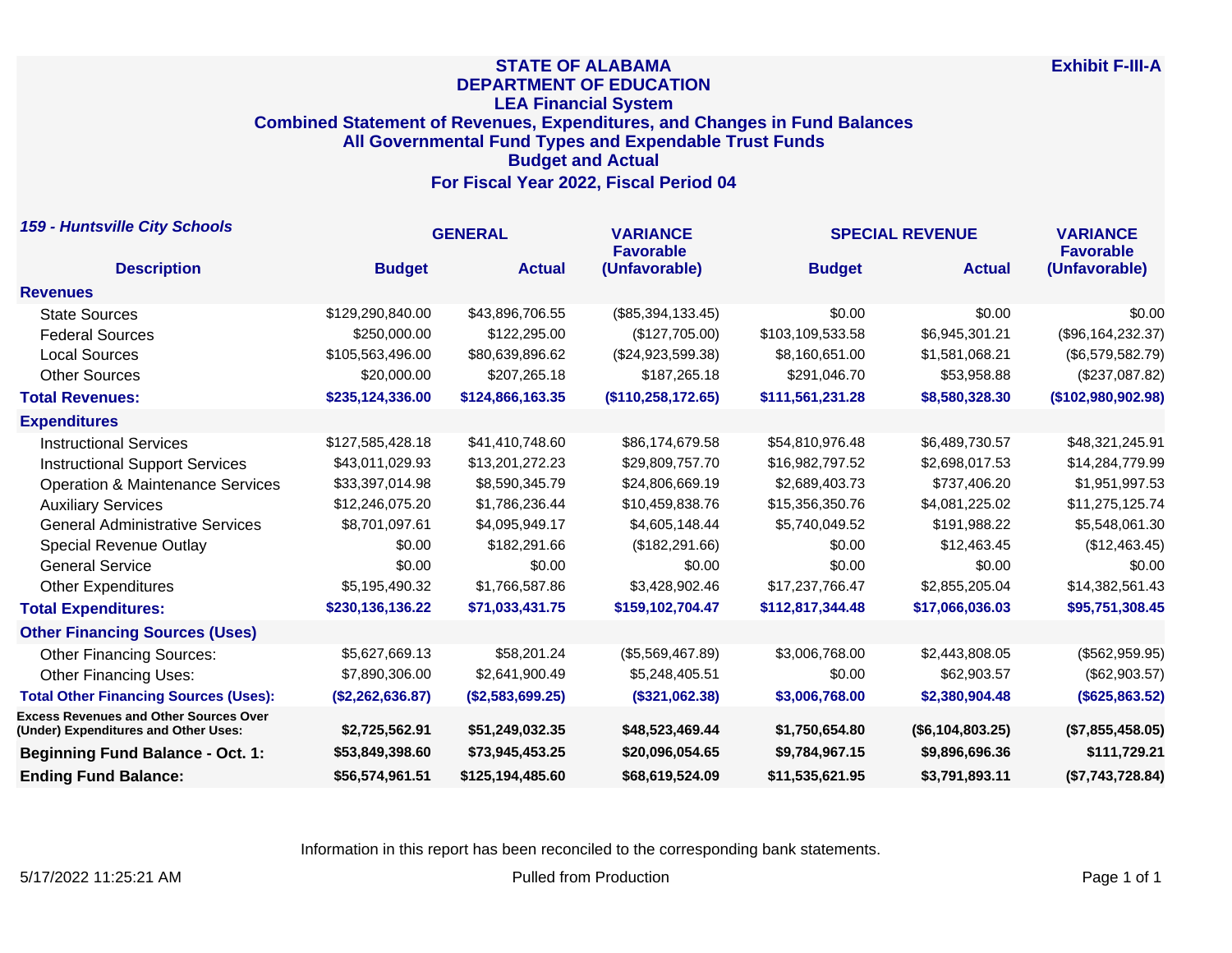# STATE OF ALABAMA
## DEPARTMENT OF EDUCATION
### LEA Financial System
### Combined Statement of Revenues, Expenditures, and Changes in Fund Balances
### All Governmental Fund Types and Expendable Trust Funds
### Budget and Actual
### For Fiscal Year 2022, Fiscal Period 04

**Exhibit F-III-A**

***159 - Huntsville City Schools***

| Description | GENERAL Budget | GENERAL Actual | VARIANCE Favorable (Unfavorable) | SPECIAL REVENUE Budget | SPECIAL REVENUE Actual | VARIANCE Favorable (Unfavorable) |
|---|---|---|---|---|---|---|
| **Revenues** | | | | | | |
| State Sources | $129,290,840.00 | $43,896,706.55 | ($85,394,133.45) | $0.00 | $0.00 | $0.00 |
| Federal Sources | $250,000.00 | $122,295.00 | ($127,705.00) | $103,109,533.58 | $6,945,301.21 | ($96,164,232.37) |
| Local Sources | $105,563,496.00 | $80,639,896.62 | ($24,923,599.38) | $8,160,651.00 | $1,581,068.21 | ($6,579,582.79) |
| Other Sources | $20,000.00 | $207,265.18 | $187,265.18 | $291,046.70 | $53,958.88 | ($237,087.82) |
| **Total Revenues:** | **$235,124,336.00** | **$124,866,163.35** | **($110,258,172.65)** | **$111,561,231.28** | **$8,580,328.30** | **($102,980,902.98)** |
| **Expenditures** | | | | | | |
| Instructional Services | $127,585,428.18 | $41,410,748.60 | $86,174,679.58 | $54,810,976.48 | $6,489,730.57 | $48,321,245.91 |
| Instructional Support Services | $43,011,029.93 | $13,201,272.23 | $29,809,757.70 | $16,982,797.52 | $2,698,017.53 | $14,284,779.99 |
| Operation & Maintenance Services | $33,397,014.98 | $8,590,345.79 | $24,806,669.19 | $2,689,403.73 | $737,406.20 | $1,951,997.53 |
| Auxiliary Services | $12,246,075.20 | $1,786,236.44 | $10,459,838.76 | $15,356,350.76 | $4,081,225.02 | $11,275,125.74 |
| General Administrative Services | $8,701,097.61 | $4,095,949.17 | $4,605,148.44 | $5,740,049.52 | $191,988.22 | $5,548,061.30 |
| Special Revenue Outlay | $0.00 | $182,291.66 | ($182,291.66) | $0.00 | $12,463.45 | ($12,463.45) |
| General Service | $0.00 | $0.00 | $0.00 | $0.00 | $0.00 | $0.00 |
| Other Expenditures | $5,195,490.32 | $1,766,587.86 | $3,428,902.46 | $17,237,766.47 | $2,855,205.04 | $14,382,561.43 |
| **Total Expenditures:** | **$230,136,136.22** | **$71,033,431.75** | **$159,102,704.47** | **$112,817,344.48** | **$17,066,036.03** | **$95,751,308.45** |
| **Other Financing Sources (Uses)** | | | | | | |
| Other Financing Sources: | $5,627,669.13 | $58,201.24 | ($5,569,467.89) | $3,006,768.00 | $2,443,808.05 | ($562,959.95) |
| Other Financing Uses: | $7,890,306.00 | $2,641,900.49 | $5,248,405.51 | $0.00 | $62,903.57 | ($62,903.57) |
| **Total Other Financing Sources (Uses):** | **($2,262,636.87)** | **($2,583,699.25)** | **($321,062.38)** | **$3,006,768.00** | **$2,380,904.48** | **($625,863.52)** |
| **Excess Revenues and Other Sources Over (Under) Expenditures and Other Uses:** | **$2,725,562.91** | **$51,249,032.35** | **$48,523,469.44** | **$1,750,654.80** | **($6,104,803.25)** | **($7,855,458.05)** |
| **Beginning Fund Balance - Oct. 1:** | **$53,849,398.60** | **$73,945,453.25** | **$20,096,054.65** | **$9,784,967.15** | **$9,896,696.36** | **$111,729.21** |
| **Ending Fund Balance:** | **$56,574,961.51** | **$125,194,485.60** | **$68,619,524.09** | **$11,535,621.95** | **$3,791,893.11** | **($7,743,728.84)** |

Information in this report has been reconciled to the corresponding bank statements.

5/17/2022 11:25:21 AM — Pulled from Production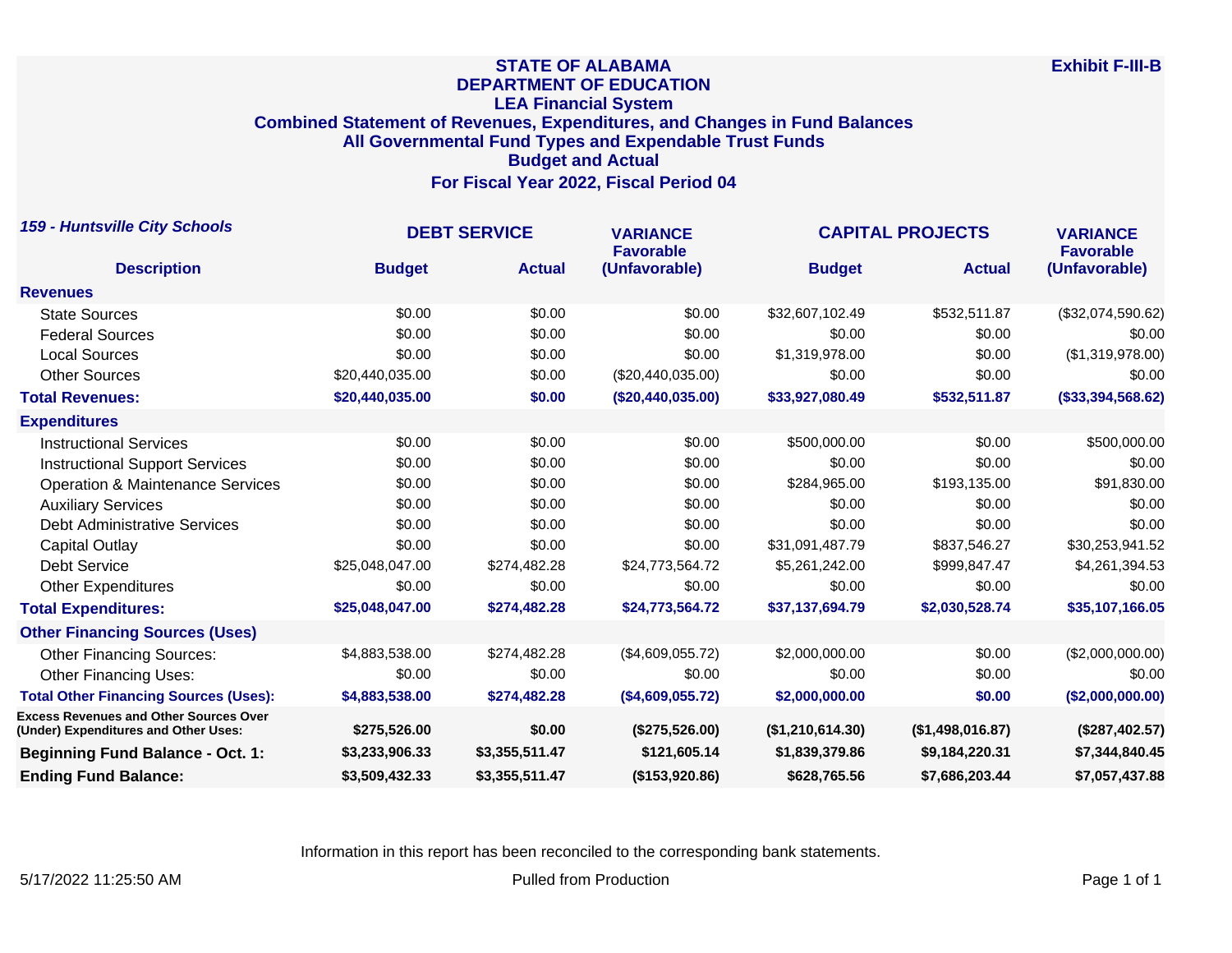# STATE OF ALABAMA
# DEPARTMENT OF EDUCATION
## LEA Financial System
## Combined Statement of Revenues, Expenditures, and Changes in Fund Balances
## All Governmental Fund Types and Expendable Trust Funds
## Budget and Actual
## For Fiscal Year 2022, Fiscal Period 04

**Exhibit F-III-B**

***159 - Huntsville City Schools***

| Description | DEBT SERVICE | | VARIANCE | CAPITAL PROJECTS | | VARIANCE |
|---|---|---|---|---|---|---|
| | Budget | Actual | Favorable (Unfavorable) | Budget | Actual | Favorable (Unfavorable) |
| **Revenues** | | | | | | |
| State Sources | $0.00 | $0.00 | $0.00 | $32,607,102.49 | $532,511.87 | ($32,074,590.62) |
| Federal Sources | $0.00 | $0.00 | $0.00 | $0.00 | $0.00 | $0.00 |
| Local Sources | $0.00 | $0.00 | $0.00 | $1,319,978.00 | $0.00 | ($1,319,978.00) |
| Other Sources | $20,440,035.00 | $0.00 | ($20,440,035.00) | $0.00 | $0.00 | $0.00 |
| **Total Revenues:** | **$20,440,035.00** | **$0.00** | **($20,440,035.00)** | **$33,927,080.49** | **$532,511.87** | **($33,394,568.62)** |
| **Expenditures** | | | | | | |
| Instructional Services | $0.00 | $0.00 | $0.00 | $500,000.00 | $0.00 | $500,000.00 |
| Instructional Support Services | $0.00 | $0.00 | $0.00 | $0.00 | $0.00 | $0.00 |
| Operation & Maintenance Services | $0.00 | $0.00 | $0.00 | $284,965.00 | $193,135.00 | $91,830.00 |
| Auxiliary Services | $0.00 | $0.00 | $0.00 | $0.00 | $0.00 | $0.00 |
| Debt Administrative Services | $0.00 | $0.00 | $0.00 | $0.00 | $0.00 | $0.00 |
| Capital Outlay | $0.00 | $0.00 | $0.00 | $31,091,487.79 | $837,546.27 | $30,253,941.52 |
| Debt Service | $25,048,047.00 | $274,482.28 | $24,773,564.72 | $5,261,242.00 | $999,847.47 | $4,261,394.53 |
| Other Expenditures | $0.00 | $0.00 | $0.00 | $0.00 | $0.00 | $0.00 |
| **Total Expenditures:** | **$25,048,047.00** | **$274,482.28** | **$24,773,564.72** | **$37,137,694.79** | **$2,030,528.74** | **$35,107,166.05** |
| **Other Financing Sources (Uses)** | | | | | | |
| Other Financing Sources: | $4,883,538.00 | $274,482.28 | ($4,609,055.72) | $2,000,000.00 | $0.00 | ($2,000,000.00) |
| Other Financing Uses: | $0.00 | $0.00 | $0.00 | $0.00 | $0.00 | $0.00 |
| **Total Other Financing Sources (Uses):** | **$4,883,538.00** | **$274,482.28** | **($4,609,055.72)** | **$2,000,000.00** | **$0.00** | **($2,000,000.00)** |
| **Excess Revenues and Other Sources Over (Under) Expenditures and Other Uses:** | **$275,526.00** | **$0.00** | **($275,526.00)** | **($1,210,614.30)** | **($1,498,016.87)** | **($287,402.57)** |
| **Beginning Fund Balance - Oct. 1:** | **$3,233,906.33** | **$3,355,511.47** | **$121,605.14** | **$1,839,379.86** | **$9,184,220.31** | **$7,344,840.45** |
| **Ending Fund Balance:** | **$3,509,432.33** | **$3,355,511.47** | **($153,920.86)** | **$628,765.56** | **$7,686,203.44** | **$7,057,437.88** |

Information in this report has been reconciled to the corresponding bank statements.

5/17/2022 11:25:50 AM Pulled from Production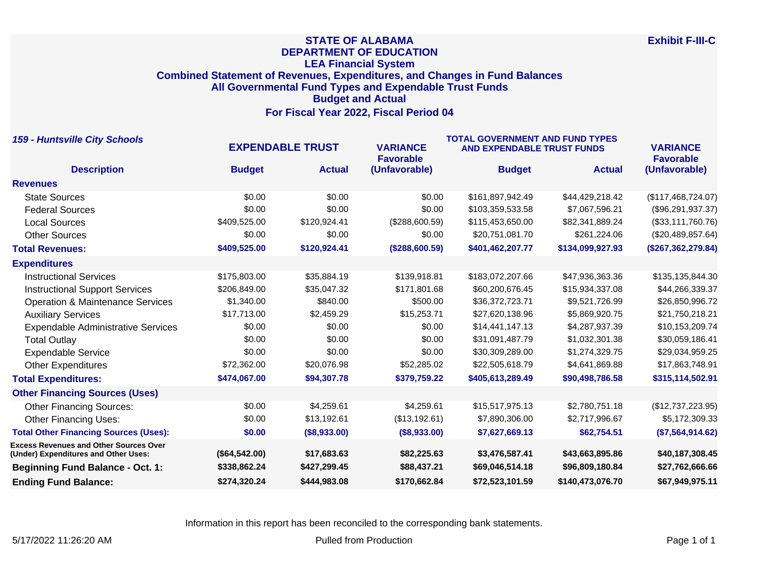**STATE OF ALABAMA**
**DEPARTMENT OF EDUCATION**
**LEA Financial System**
**Combined Statement of Revenues, Expenditures, and Changes in Fund Balances**
**All Governmental Fund Types and Expendable Trust Funds**
**Budget and Actual**
**For Fiscal Year 2022, Fiscal Period 04**

**Exhibit F-III-C**

| *159 - Huntsville City Schools* | EXPENDABLE TRUST | | VARIANCE | TOTAL GOVERNMENT AND FUND TYPES AND EXPENDABLE TRUST FUNDS | | VARIANCE |
|---|---|---|---|---|---|---|
| **Description** | **Budget** | **Actual** | **Favorable (Unfavorable)** | **Budget** | **Actual** | **Favorable (Unfavorable)** |
| **Revenues** | | | | | | |
| State Sources | $0.00 | $0.00 | $0.00 | $161,897,942.49 | $44,429,218.42 | ($117,468,724.07) |
| Federal Sources | $0.00 | $0.00 | $0.00 | $103,359,533.58 | $7,067,596.21 | ($96,291,937.37) |
| Local Sources | $409,525.00 | $120,924.41 | ($288,600.59) | $115,453,650.00 | $82,341,889.24 | ($33,111,760.76) |
| Other Sources | $0.00 | $0.00 | $0.00 | $20,751,081.70 | $261,224.06 | ($20,489,857.64) |
| **Total Revenues:** | **$409,525.00** | **$120,924.41** | **($288,600.59)** | **$401,462,207.77** | **$134,099,927.93** | **($267,362,279.84)** |
| **Expenditures** | | | | | | |
| Instructional Services | $175,803.00 | $35,884.19 | $139,918.81 | $183,072,207.66 | $47,936,363.36 | $135,135,844.30 |
| Instructional Support Services | $206,849.00 | $35,047.32 | $171,801.68 | $60,200,676.45 | $15,934,337.08 | $44,266,339.37 |
| Operation & Maintenance Services | $1,340.00 | $840.00 | $500.00 | $36,372,723.71 | $9,521,726.99 | $26,850,996.72 |
| Auxiliary Services | $17,713.00 | $2,459.29 | $15,253.71 | $27,620,138.96 | $5,869,920.75 | $21,750,218.21 |
| Expendable Administrative Services | $0.00 | $0.00 | $0.00 | $14,441,147.13 | $4,287,937.39 | $10,153,209.74 |
| Total Outlay | $0.00 | $0.00 | $0.00 | $31,091,487.79 | $1,032,301.38 | $30,059,186.41 |
| Expendable Service | $0.00 | $0.00 | $0.00 | $30,309,289.00 | $1,274,329.75 | $29,034,959.25 |
| Other Expenditures | $72,362.00 | $20,076.98 | $52,285.02 | $22,505,618.79 | $4,641,869.88 | $17,863,748.91 |
| **Total Expenditures:** | **$474,067.00** | **$94,307.78** | **$379,759.22** | **$405,613,289.49** | **$90,498,786.58** | **$315,114,502.91** |
| **Other Financing Sources (Uses)** | | | | | | |
| Other Financing Sources: | $0.00 | $4,259.61 | $4,259.61 | $15,517,975.13 | $2,780,751.18 | ($12,737,223.95) |
| Other Financing Uses: | $0.00 | $13,192.61 | ($13,192.61) | $7,890,306.00 | $2,717,996.67 | $5,172,309.33 |
| **Total Other Financing Sources (Uses):** | **$0.00** | **($8,933.00)** | **($8,933.00)** | **$7,627,669.13** | **$62,754.51** | **($7,564,914.62)** |
| **Excess Revenues and Other Sources Over (Under) Expenditures and Other Uses:** | **($64,542.00)** | **$17,683.63** | **$82,225.63** | **$3,476,587.41** | **$43,663,895.86** | **$40,187,308.45** |
| **Beginning Fund Balance - Oct. 1:** | **$338,862.24** | **$427,299.45** | **$88,437.21** | **$69,046,514.18** | **$96,809,180.84** | **$27,762,666.66** |
| **Ending Fund Balance:** | **$274,320.24** | **$444,983.08** | **$170,662.84** | **$72,523,101.59** | **$140,473,076.70** | **$67,949,975.11** |

Information in this report has been reconciled to the corresponding bank statements.

5/17/2022 11:26:20 AM Pulled from Production